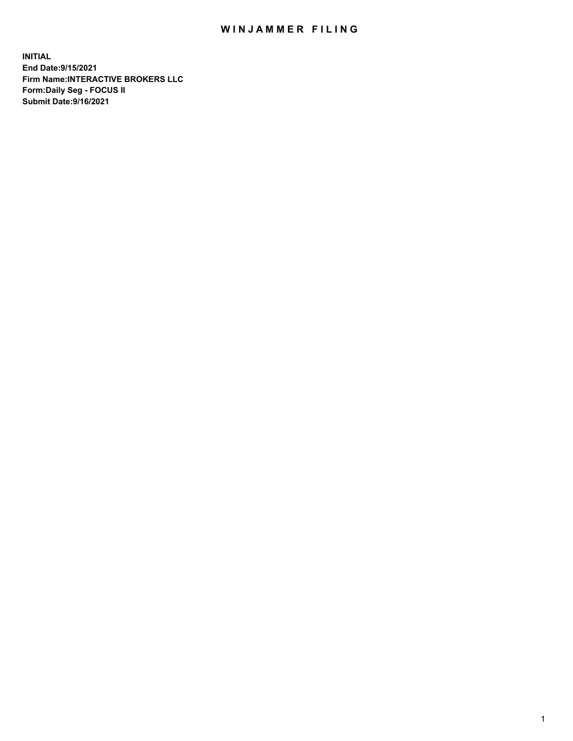# WINJAMMER FILING

**INITIAL**
**End Date:9/15/2021**
**Firm Name:INTERACTIVE BROKERS LLC**
**Form:Daily Seg - FOCUS II**
**Submit Date:9/16/2021**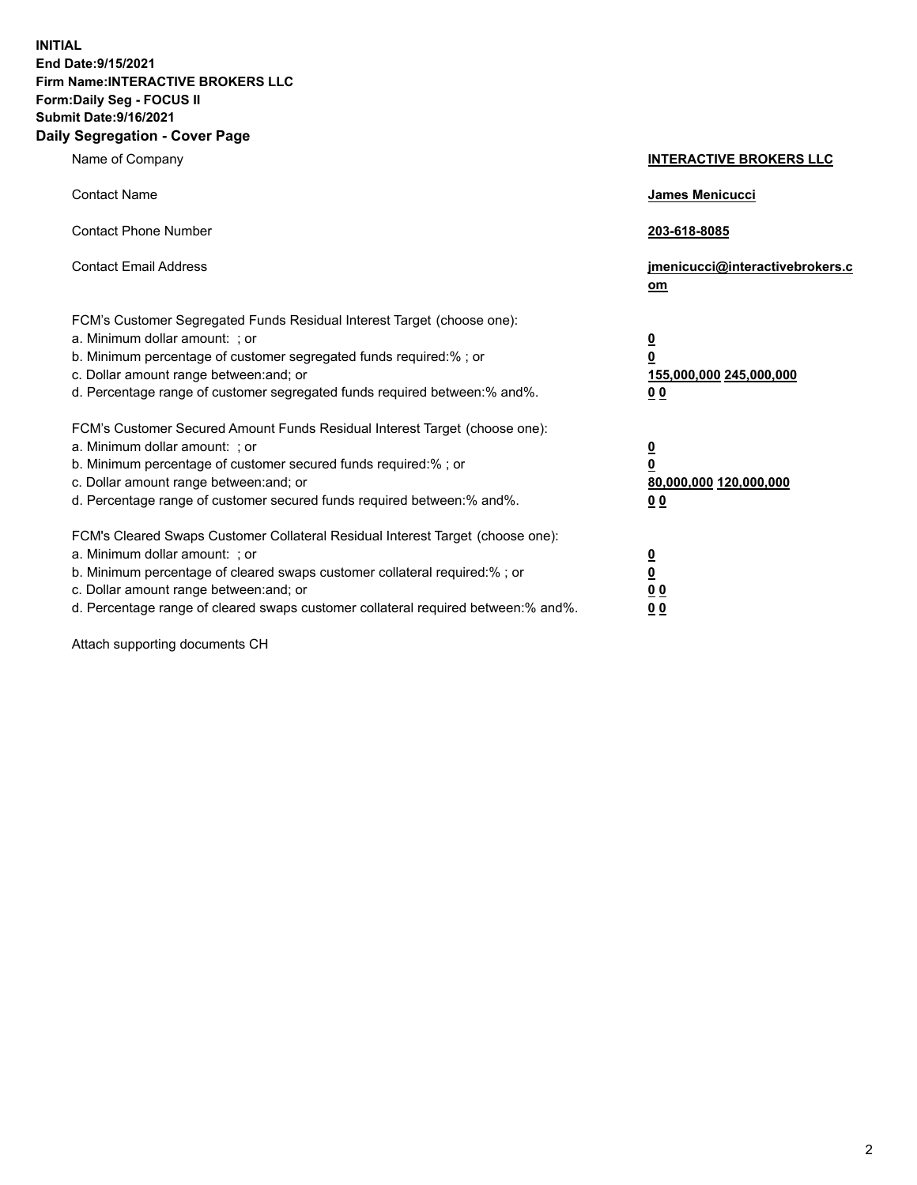**INITIAL**
**End Date:9/15/2021**
**Firm Name:INTERACTIVE BROKERS LLC**
**Form:Daily Seg - FOCUS II**
**Submit Date:9/16/2021**

## Daily Segregation - Cover Page

| | |
|---|---|
| Name of Company | **INTERACTIVE BROKERS LLC** |
| Contact Name | **James Menicucci** |
| Contact Phone Number | **203-618-8085** |
| Contact Email Address | **jmenicucci@interactivebrokers.com** |

FCM's Customer Segregated Funds Residual Interest Target (choose one):

| | |
|---|---|
| a. Minimum dollar amount: ; or | **0** |
| b. Minimum percentage of customer segregated funds required:% ; or | **0** |
| c. Dollar amount range between:and; or | **155,000,000 245,000,000** |
| d. Percentage range of customer segregated funds required between:% and%. | **0 0** |

FCM's Customer Secured Amount Funds Residual Interest Target (choose one):

| | |
|---|---|
| a. Minimum dollar amount: ; or | **0** |
| b. Minimum percentage of customer secured funds required:% ; or | **0** |
| c. Dollar amount range between:and; or | **80,000,000 120,000,000** |
| d. Percentage range of customer secured funds required between:% and%. | **0 0** |

FCM's Cleared Swaps Customer Collateral Residual Interest Target (choose one):

| | |
|---|---|
| a. Minimum dollar amount: ; or | **0** |
| b. Minimum percentage of cleared swaps customer collateral required:% ; or | **0** |
| c. Dollar amount range between:and; or | **0 0** |
| d. Percentage range of cleared swaps customer collateral required between:% and%. | **0 0** |

Attach supporting documents CH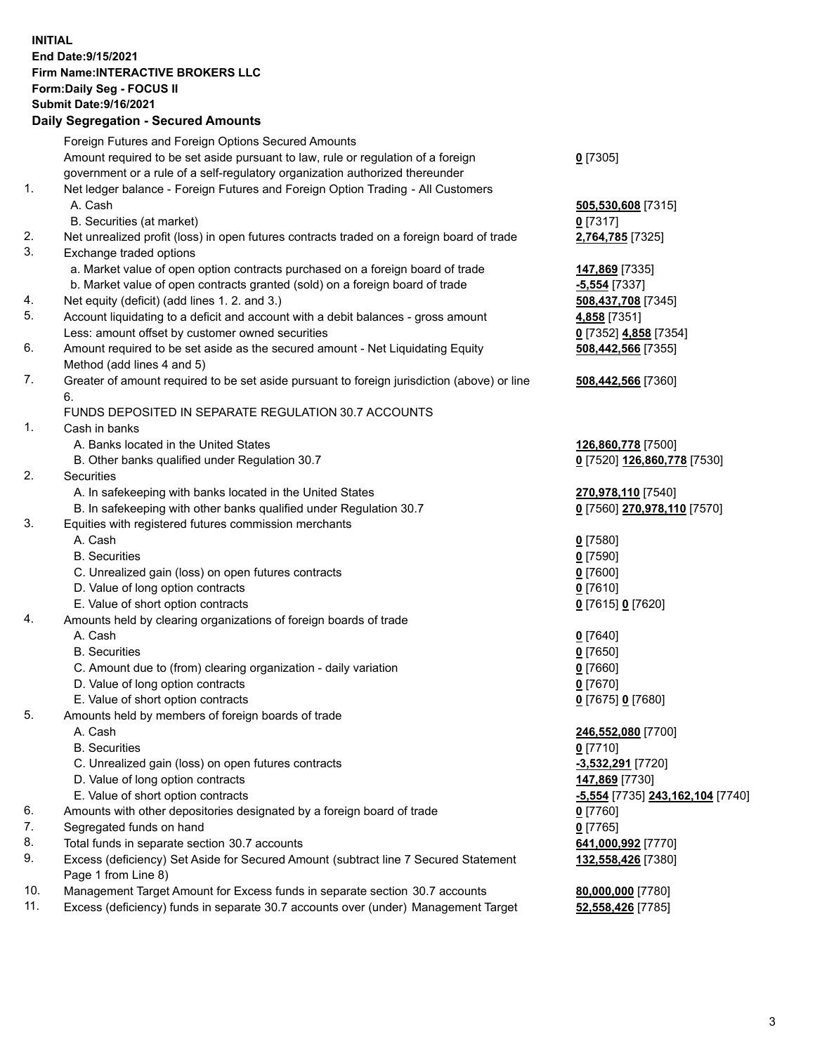**INITIAL**
**End Date:9/15/2021**
**Firm Name:INTERACTIVE BROKERS LLC**
**Form:Daily Seg - FOCUS II**
**Submit Date:9/16/2021**

## Daily Segregation - Secured Amounts

| | | |
|---|---|---|
| | Foreign Futures and Foreign Options Secured Amounts | |
| | Amount required to be set aside pursuant to law, rule or regulation of a foreign government or a rule of a self-regulatory organization authorized thereunder | **0** [7305] |
| 1. | Net ledger balance - Foreign Futures and Foreign Option Trading - All Customers | |
| | A. Cash | **505,530,608** [7315] |
| | B. Securities (at market) | **0** [7317] |
| 2. | Net unrealized profit (loss) in open futures contracts traded on a foreign board of trade | **2,764,785** [7325] |
| 3. | Exchange traded options | |
| | a. Market value of open option contracts purchased on a foreign board of trade | **147,869** [7335] |
| | b. Market value of open contracts granted (sold) on a foreign board of trade | **-5,554** [7337] |
| 4. | Net equity (deficit) (add lines 1. 2. and 3.) | **508,437,708** [7345] |
| 5. | Account liquidating to a deficit and account with a debit balances - gross amount | **4,858** [7351] |
| | Less: amount offset by customer owned securities | **0** [7352] **4,858** [7354] |
| 6. | Amount required to be set aside as the secured amount - Net Liquidating Equity Method (add lines 4 and 5) | **508,442,566** [7355] |
| 7. | Greater of amount required to be set aside pursuant to foreign jurisdiction (above) or line 6. | **508,442,566** [7360] |
| | FUNDS DEPOSITED IN SEPARATE REGULATION 30.7 ACCOUNTS | |
| 1. | Cash in banks | |
| | A. Banks located in the United States | **126,860,778** [7500] |
| | B. Other banks qualified under Regulation 30.7 | **0** [7520] **126,860,778** [7530] |
| 2. | Securities | |
| | A. In safekeeping with banks located in the United States | **270,978,110** [7540] |
| | B. In safekeeping with other banks qualified under Regulation 30.7 | **0** [7560] **270,978,110** [7570] |
| 3. | Equities with registered futures commission merchants | |
| | A. Cash | **0** [7580] |
| | B. Securities | **0** [7590] |
| | C. Unrealized gain (loss) on open futures contracts | **0** [7600] |
| | D. Value of long option contracts | **0** [7610] |
| | E. Value of short option contracts | **0** [7615] **0** [7620] |
| 4. | Amounts held by clearing organizations of foreign boards of trade | |
| | A. Cash | **0** [7640] |
| | B. Securities | **0** [7650] |
| | C. Amount due to (from) clearing organization - daily variation | **0** [7660] |
| | D. Value of long option contracts | **0** [7670] |
| | E. Value of short option contracts | **0** [7675] **0** [7680] |
| 5. | Amounts held by members of foreign boards of trade | |
| | A. Cash | **246,552,080** [7700] |
| | B. Securities | **0** [7710] |
| | C. Unrealized gain (loss) on open futures contracts | **-3,532,291** [7720] |
| | D. Value of long option contracts | **147,869** [7730] |
| | E. Value of short option contracts | **-5,554** [7735] **243,162,104** [7740] |
| 6. | Amounts with other depositories designated by a foreign board of trade | **0** [7760] |
| 7. | Segregated funds on hand | **0** [7765] |
| 8. | Total funds in separate section 30.7 accounts | **641,000,992** [7770] |
| 9. | Excess (deficiency) Set Aside for Secured Amount (subtract line 7 Secured Statement Page 1 from Line 8) | **132,558,426** [7380] |
| 10. | Management Target Amount for Excess funds in separate section 30.7 accounts | **80,000,000** [7780] |
| 11. | Excess (deficiency) funds in separate 30.7 accounts over (under) Management Target | **52,558,426** [7785] |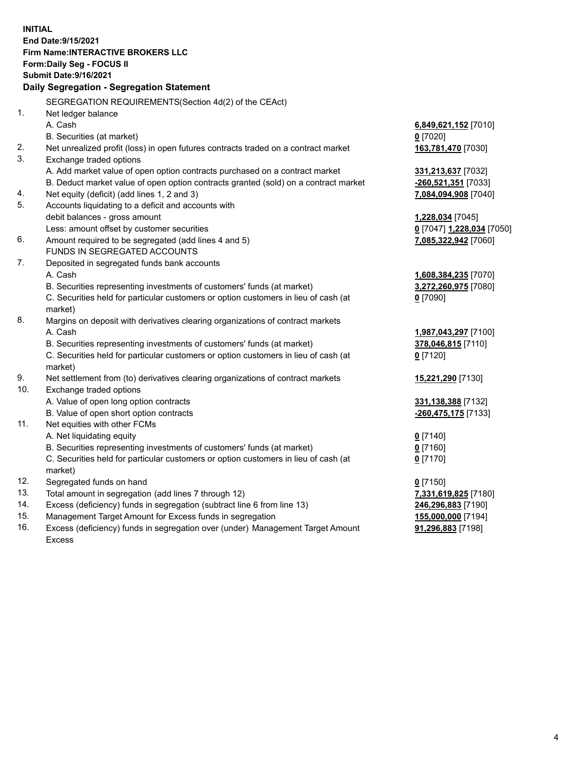**INITIAL**
**End Date:9/15/2021**
**Firm Name:INTERACTIVE BROKERS LLC**
**Form:Daily Seg - FOCUS II**
**Submit Date:9/16/2021**

**Daily Segregation - Segregation Statement**

| | | |
|---|---|---|
| | SEGREGATION REQUIREMENTS(Section 4d(2) of the CEAct) | |
| 1. | Net ledger balance | |
| | A. Cash | **6,849,621,152** [7010] |
| | B. Securities (at market) | **0** [7020] |
| 2. | Net unrealized profit (loss) in open futures contracts traded on a contract market | **163,781,470** [7030] |
| 3. | Exchange traded options | |
| | A. Add market value of open option contracts purchased on a contract market | **331,213,637** [7032] |
| | B. Deduct market value of open option contracts granted (sold) on a contract market | **-260,521,351** [7033] |
| 4. | Net equity (deficit) (add lines 1, 2 and 3) | **7,084,094,908** [7040] |
| 5. | Accounts liquidating to a deficit and accounts with debit balances - gross amount | **1,228,034** [7045] |
| | Less: amount offset by customer securities | **0** [7047] **1,228,034** [7050] |
| 6. | Amount required to be segregated (add lines 4 and 5) | **7,085,322,942** [7060] |
| | FUNDS IN SEGREGATED ACCOUNTS | |
| 7. | Deposited in segregated funds bank accounts | |
| | A. Cash | **1,608,384,235** [7070] |
| | B. Securities representing investments of customers' funds (at market) | **3,272,260,975** [7080] |
| | C. Securities held for particular customers or option customers in lieu of cash (at market) | **0** [7090] |
| 8. | Margins on deposit with derivatives clearing organizations of contract markets | |
| | A. Cash | **1,987,043,297** [7100] |
| | B. Securities representing investments of customers' funds (at market) | **378,046,815** [7110] |
| | C. Securities held for particular customers or option customers in lieu of cash (at market) | **0** [7120] |
| 9. | Net settlement from (to) derivatives clearing organizations of contract markets | **15,221,290** [7130] |
| 10. | Exchange traded options | |
| | A. Value of open long option contracts | **331,138,388** [7132] |
| | B. Value of open short option contracts | **-260,475,175** [7133] |
| 11. | Net equities with other FCMs | |
| | A. Net liquidating equity | **0** [7140] |
| | B. Securities representing investments of customers' funds (at market) | **0** [7160] |
| | C. Securities held for particular customers or option customers in lieu of cash (at market) | **0** [7170] |
| 12. | Segregated funds on hand | **0** [7150] |
| 13. | Total amount in segregation (add lines 7 through 12) | **7,331,619,825** [7180] |
| 14. | Excess (deficiency) funds in segregation (subtract line 6 from line 13) | **246,296,883** [7190] |
| 15. | Management Target Amount for Excess funds in segregation | **155,000,000** [7194] |
| 16. | Excess (deficiency) funds in segregation over (under) Management Target Amount Excess | **91,296,883** [7198] |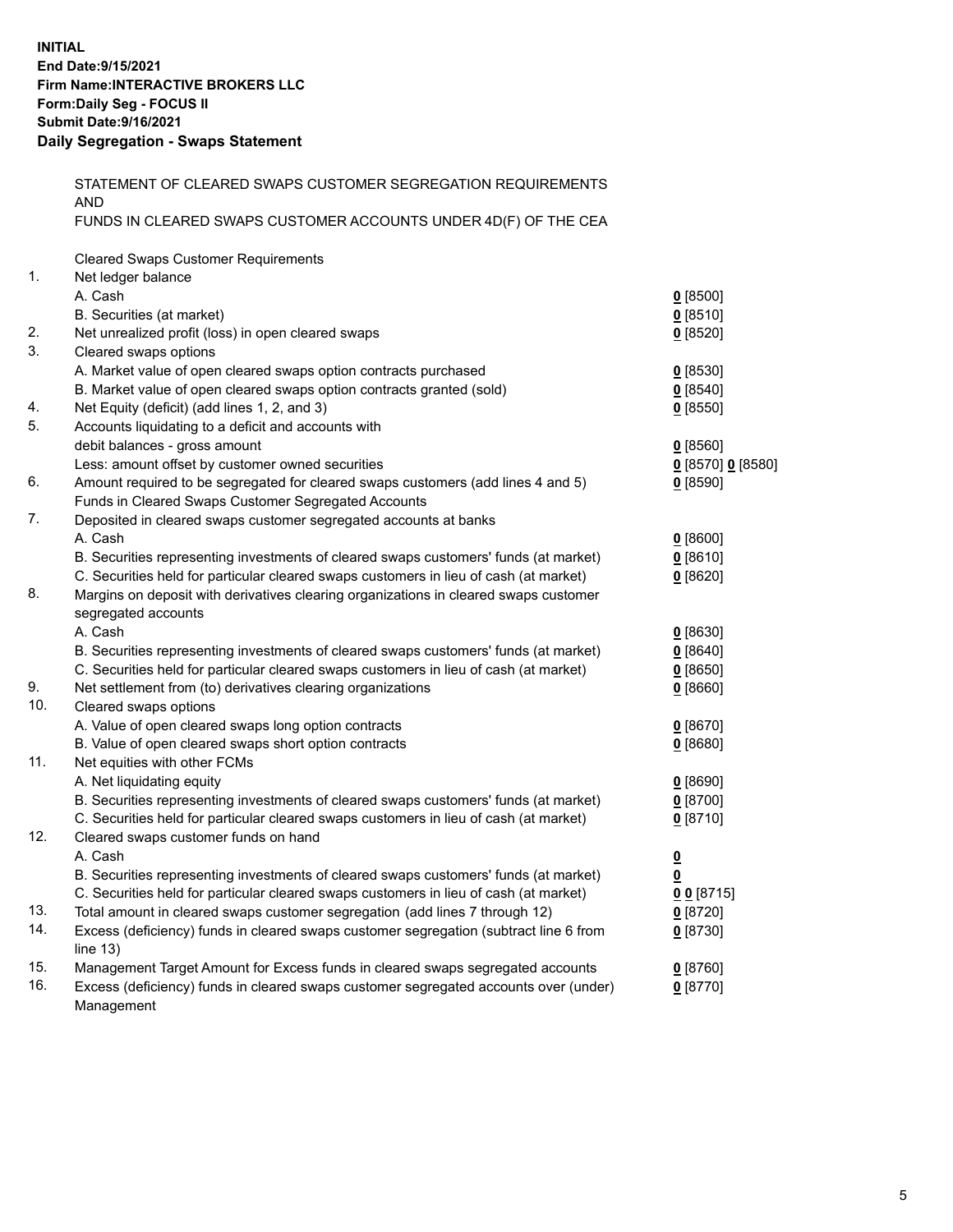**INITIAL**
**End Date:9/15/2021**
**Firm Name:INTERACTIVE BROKERS LLC**
**Form:Daily Seg - FOCUS II**
**Submit Date:9/16/2021**
**Daily Segregation - Swaps Statement**

STATEMENT OF CLEARED SWAPS CUSTOMER SEGREGATION REQUIREMENTS AND
FUNDS IN CLEARED SWAPS CUSTOMER ACCOUNTS UNDER 4D(F) OF THE CEA

| | | |
|---|---|---|
| | Cleared Swaps Customer Requirements | |
| 1. | Net ledger balance | |
| | A. Cash | 0 [8500] |
| | B. Securities (at market) | 0 [8510] |
| 2. | Net unrealized profit (loss) in open cleared swaps | 0 [8520] |
| 3. | Cleared swaps options | |
| | A. Market value of open cleared swaps option contracts purchased | 0 [8530] |
| | B. Market value of open cleared swaps option contracts granted (sold) | 0 [8540] |
| 4. | Net Equity (deficit) (add lines 1, 2, and 3) | 0 [8550] |
| 5. | Accounts liquidating to a deficit and accounts with debit balances - gross amount | 0 [8560] |
| | Less: amount offset by customer owned securities | 0 [8570] 0 [8580] |
| 6. | Amount required to be segregated for cleared swaps customers (add lines 4 and 5) | 0 [8590] |
| | Funds in Cleared Swaps Customer Segregated Accounts | |
| 7. | Deposited in cleared swaps customer segregated accounts at banks | |
| | A. Cash | 0 [8600] |
| | B. Securities representing investments of cleared swaps customers' funds (at market) | 0 [8610] |
| | C. Securities held for particular cleared swaps customers in lieu of cash (at market) | 0 [8620] |
| 8. | Margins on deposit with derivatives clearing organizations in cleared swaps customer segregated accounts | |
| | A. Cash | 0 [8630] |
| | B. Securities representing investments of cleared swaps customers' funds (at market) | 0 [8640] |
| | C. Securities held for particular cleared swaps customers in lieu of cash (at market) | 0 [8650] |
| 9. | Net settlement from (to) derivatives clearing organizations | 0 [8660] |
| 10. | Cleared swaps options | |
| | A. Value of open cleared swaps long option contracts | 0 [8670] |
| | B. Value of open cleared swaps short option contracts | 0 [8680] |
| 11. | Net equities with other FCMs | |
| | A. Net liquidating equity | 0 [8690] |
| | B. Securities representing investments of cleared swaps customers' funds (at market) | 0 [8700] |
| | C. Securities held for particular cleared swaps customers in lieu of cash (at market) | 0 [8710] |
| 12. | Cleared swaps customer funds on hand | |
| | A. Cash | 0 |
| | B. Securities representing investments of cleared swaps customers' funds (at market) | 0 |
| | C. Securities held for particular cleared swaps customers in lieu of cash (at market) | 0 0 [8715] |
| 13. | Total amount in cleared swaps customer segregation (add lines 7 through 12) | 0 [8720] |
| 14. | Excess (deficiency) funds in cleared swaps customer segregation (subtract line 6 from line 13) | 0 [8730] |
| 15. | Management Target Amount for Excess funds in cleared swaps segregated accounts | 0 [8760] |
| 16. | Excess (deficiency) funds in cleared swaps customer segregated accounts over (under) Management | 0 [8770] |